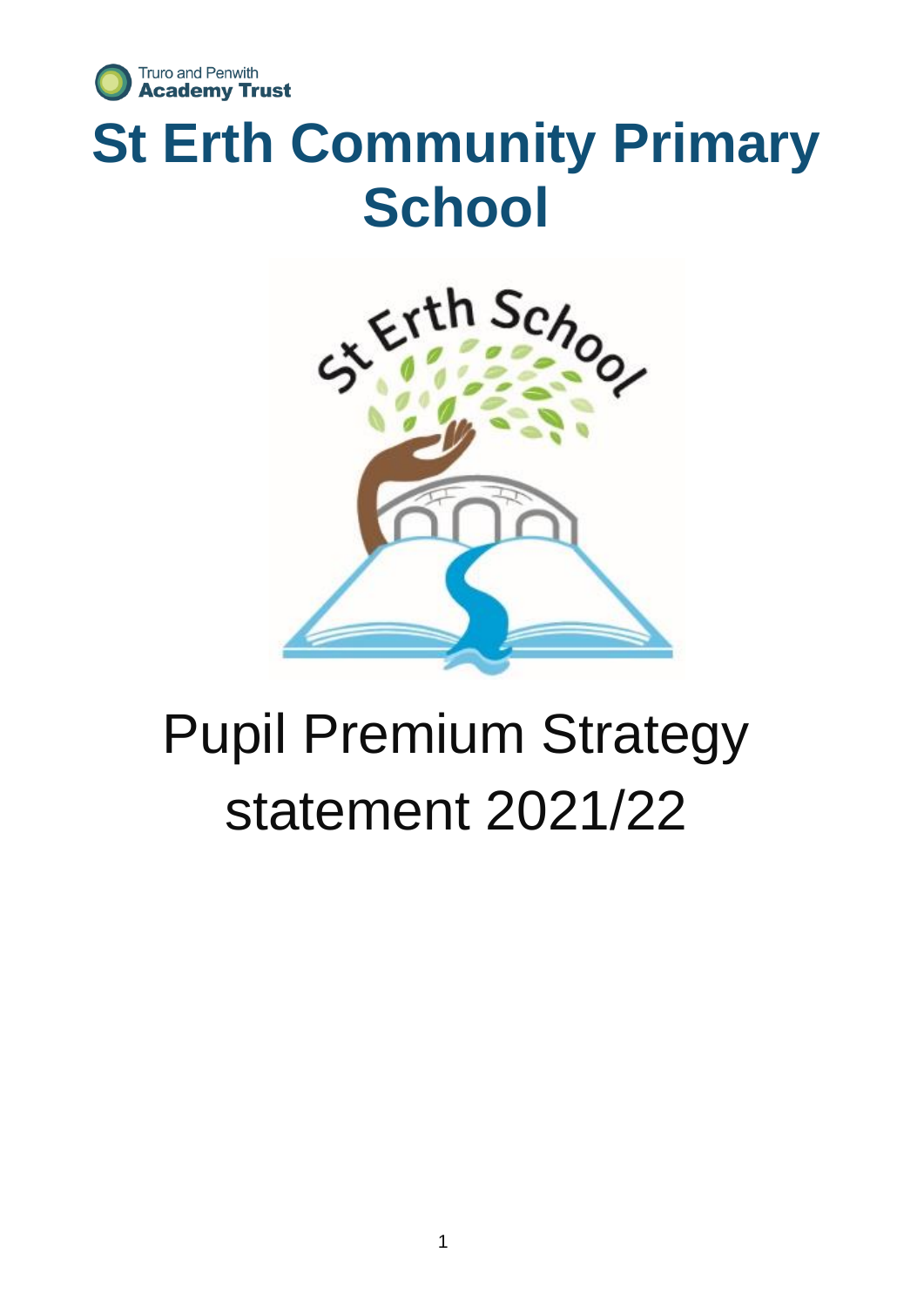Truro and Penwith Academy Trust

# St Erth Community Primary School

Pupil Premium Strategy statement 2021/22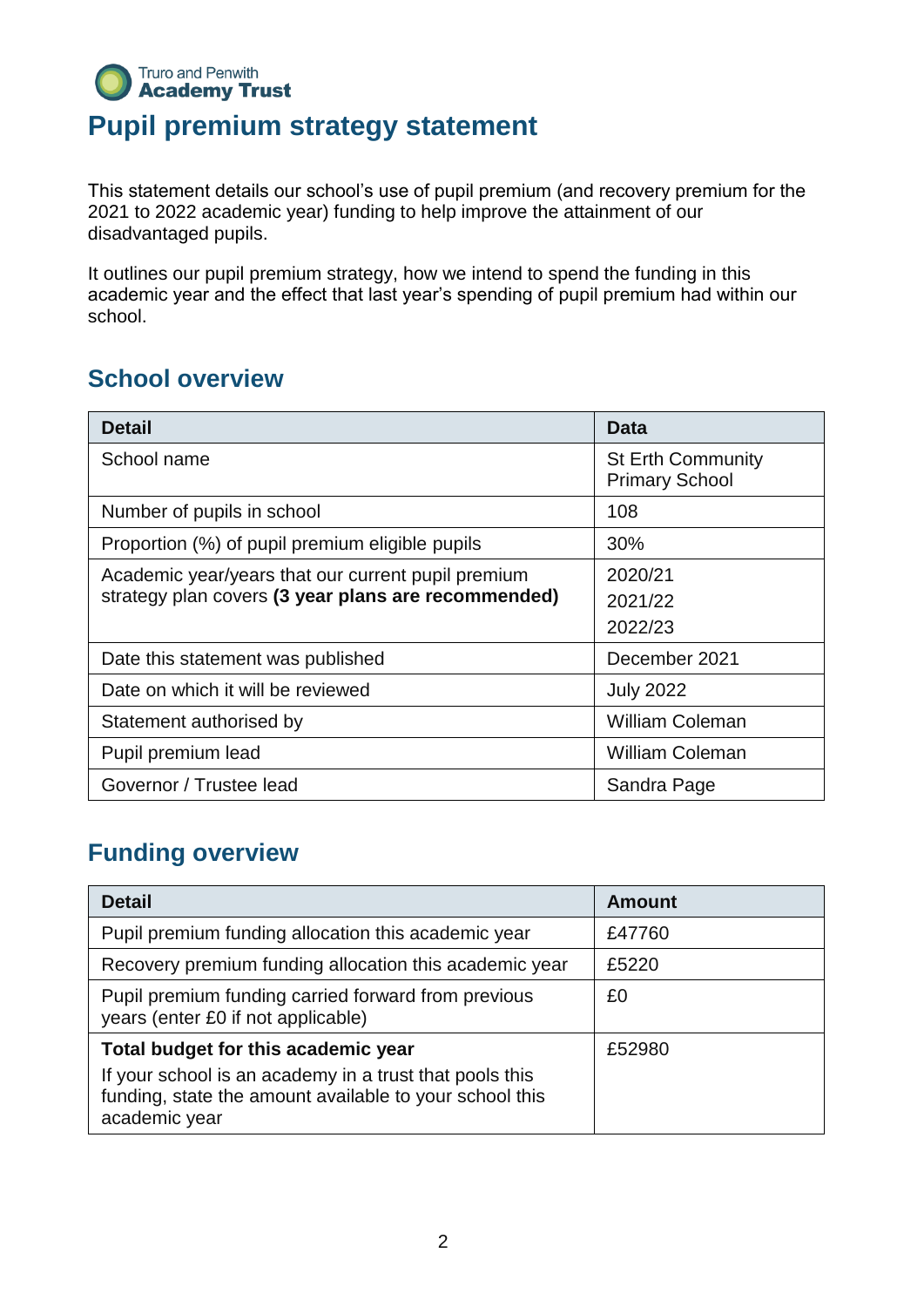Truro and Penwith
**Academy Trust**

# Pupil premium strategy statement

This statement details our school's use of pupil premium (and recovery premium for the 2021 to 2022 academic year) funding to help improve the attainment of our disadvantaged pupils.

It outlines our pupil premium strategy, how we intend to spend the funding in this academic year and the effect that last year's spending of pupil premium had within our school.

## School overview

| Detail | Data |
|---|---|
| School name | St Erth Community Primary School |
| Number of pupils in school | 108 |
| Proportion (%) of pupil premium eligible pupils | 30% |
| Academic year/years that our current pupil premium strategy plan covers **(3 year plans are recommended)** | 2020/21<br>2021/22<br>2022/23 |
| Date this statement was published | December 2021 |
| Date on which it will be reviewed | July 2022 |
| Statement authorised by | William Coleman |
| Pupil premium lead | William Coleman |
| Governor / Trustee lead | Sandra Page |

## Funding overview

| Detail | Amount |
|---|---|
| Pupil premium funding allocation this academic year | £47760 |
| Recovery premium funding allocation this academic year | £5220 |
| Pupil premium funding carried forward from previous years (enter £0 if not applicable) | £0 |
| **Total budget for this academic year**<br>If your school is an academy in a trust that pools this funding, state the amount available to your school this academic year | £52980 |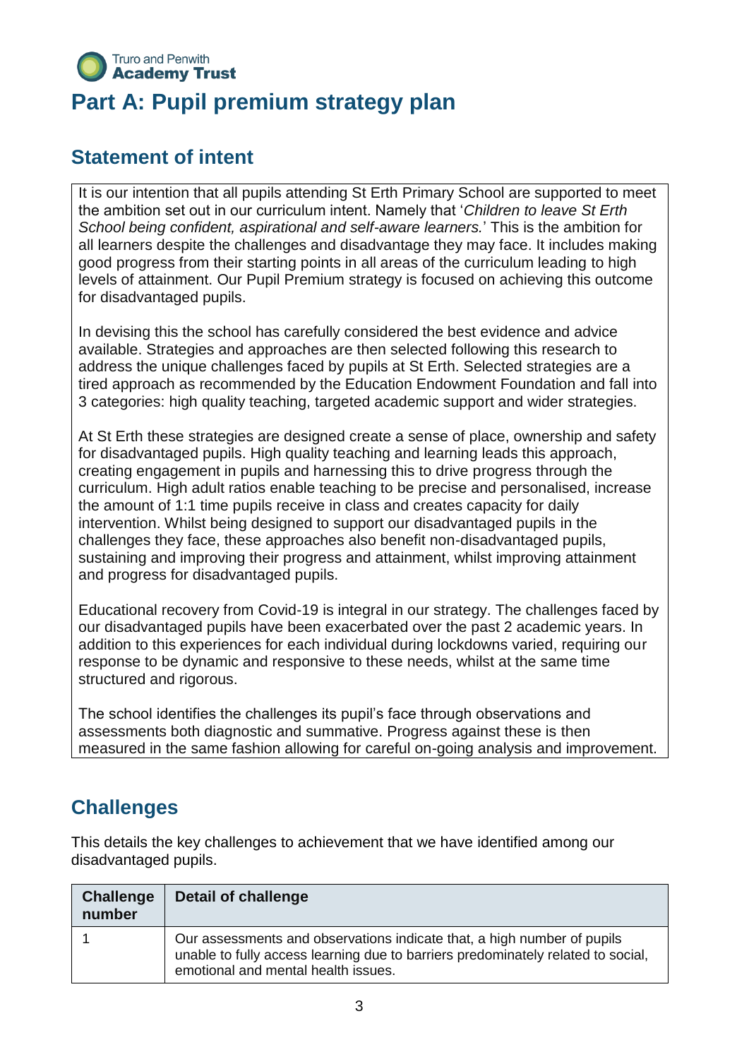# Part A: Pupil premium strategy plan

## Statement of intent

It is our intention that all pupils attending St Erth Primary School are supported to meet the ambition set out in our curriculum intent. Namely that '*Children to leave St Erth School being confident, aspirational and self-aware learners.*' This is the ambition for all learners despite the challenges and disadvantage they may face. It includes making good progress from their starting points in all areas of the curriculum leading to high levels of attainment. Our Pupil Premium strategy is focused on achieving this outcome for disadvantaged pupils.

In devising this the school has carefully considered the best evidence and advice available. Strategies and approaches are then selected following this research to address the unique challenges faced by pupils at St Erth. Selected strategies are a tired approach as recommended by the Education Endowment Foundation and fall into 3 categories: high quality teaching, targeted academic support and wider strategies.

At St Erth these strategies are designed create a sense of place, ownership and safety for disadvantaged pupils. High quality teaching and learning leads this approach, creating engagement in pupils and harnessing this to drive progress through the curriculum. High adult ratios enable teaching to be precise and personalised, increase the amount of 1:1 time pupils receive in class and creates capacity for daily intervention. Whilst being designed to support our disadvantaged pupils in the challenges they face, these approaches also benefit non-disadvantaged pupils, sustaining and improving their progress and attainment, whilst improving attainment and progress for disadvantaged pupils.

Educational recovery from Covid-19 is integral in our strategy. The challenges faced by our disadvantaged pupils have been exacerbated over the past 2 academic years. In addition to this experiences for each individual during lockdowns varied, requiring our response to be dynamic and responsive to these needs, whilst at the same time structured and rigorous.

The school identifies the challenges its pupil's face through observations and assessments both diagnostic and summative. Progress against these is then measured in the same fashion allowing for careful on-going analysis and improvement.

## Challenges

This details the key challenges to achievement that we have identified among our disadvantaged pupils.

| Challenge number | Detail of challenge |
|---|---|
| 1 | Our assessments and observations indicate that, a high number of pupils unable to fully access learning due to barriers predominately related to social, emotional and mental health issues. |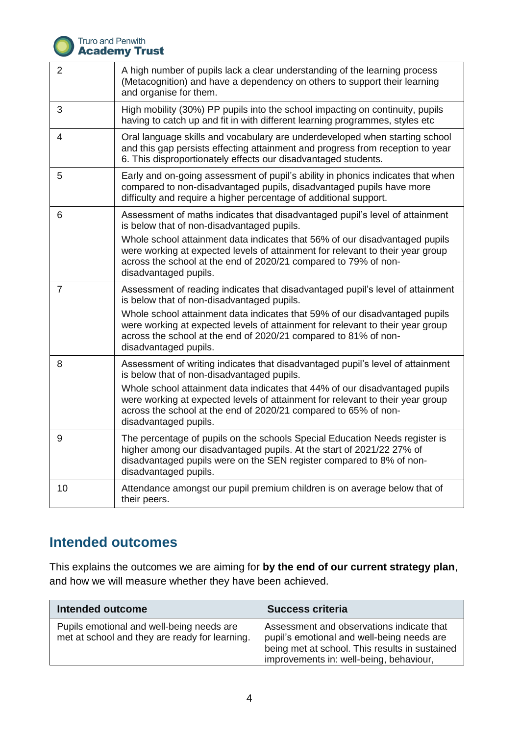| | |
|---|---|
| 2 | A high number of pupils lack a clear understanding of the learning process (Metacognition) and have a dependency on others to support their learning and organise for them. |
| 3 | High mobility (30%) PP pupils into the school impacting on continuity, pupils having to catch up and fit in with different learning programmes, styles etc |
| 4 | Oral language skills and vocabulary are underdeveloped when starting school and this gap persists effecting attainment and progress from reception to year 6. This disproportionately effects our disadvantaged students. |
| 5 | Early and on-going assessment of pupil's ability in phonics indicates that when compared to non-disadvantaged pupils, disadvantaged pupils have more difficulty and require a higher percentage of additional support. |
| 6 | Assessment of maths indicates that disadvantaged pupil's level of attainment is below that of non-disadvantaged pupils.<br>Whole school attainment data indicates that 56% of our disadvantaged pupils were working at expected levels of attainment for relevant to their year group across the school at the end of 2020/21 compared to 79% of non-disadvantaged pupils. |
| 7 | Assessment of reading indicates that disadvantaged pupil's level of attainment is below that of non-disadvantaged pupils.<br>Whole school attainment data indicates that 59% of our disadvantaged pupils were working at expected levels of attainment for relevant to their year group across the school at the end of 2020/21 compared to 81% of non-disadvantaged pupils. |
| 8 | Assessment of writing indicates that disadvantaged pupil's level of attainment is below that of non-disadvantaged pupils.<br>Whole school attainment data indicates that 44% of our disadvantaged pupils were working at expected levels of attainment for relevant to their year group across the school at the end of 2020/21 compared to 65% of non-disadvantaged pupils. |
| 9 | The percentage of pupils on the schools Special Education Needs register is higher among our disadvantaged pupils. At the start of 2021/22 27% of disadvantaged pupils were on the SEN register compared to 8% of non-disadvantaged pupils. |
| 10 | Attendance amongst our pupil premium children is on average below that of their peers. |

## Intended outcomes

This explains the outcomes we are aiming for **by the end of our current strategy plan**, and how we will measure whether they have been achieved.

| Intended outcome | Success criteria |
|---|---|
| Pupils emotional and well-being needs are met at school and they are ready for learning. | Assessment and observations indicate that pupil's emotional and well-being needs are being met at school. This results in sustained improvements in: well-being, behaviour, |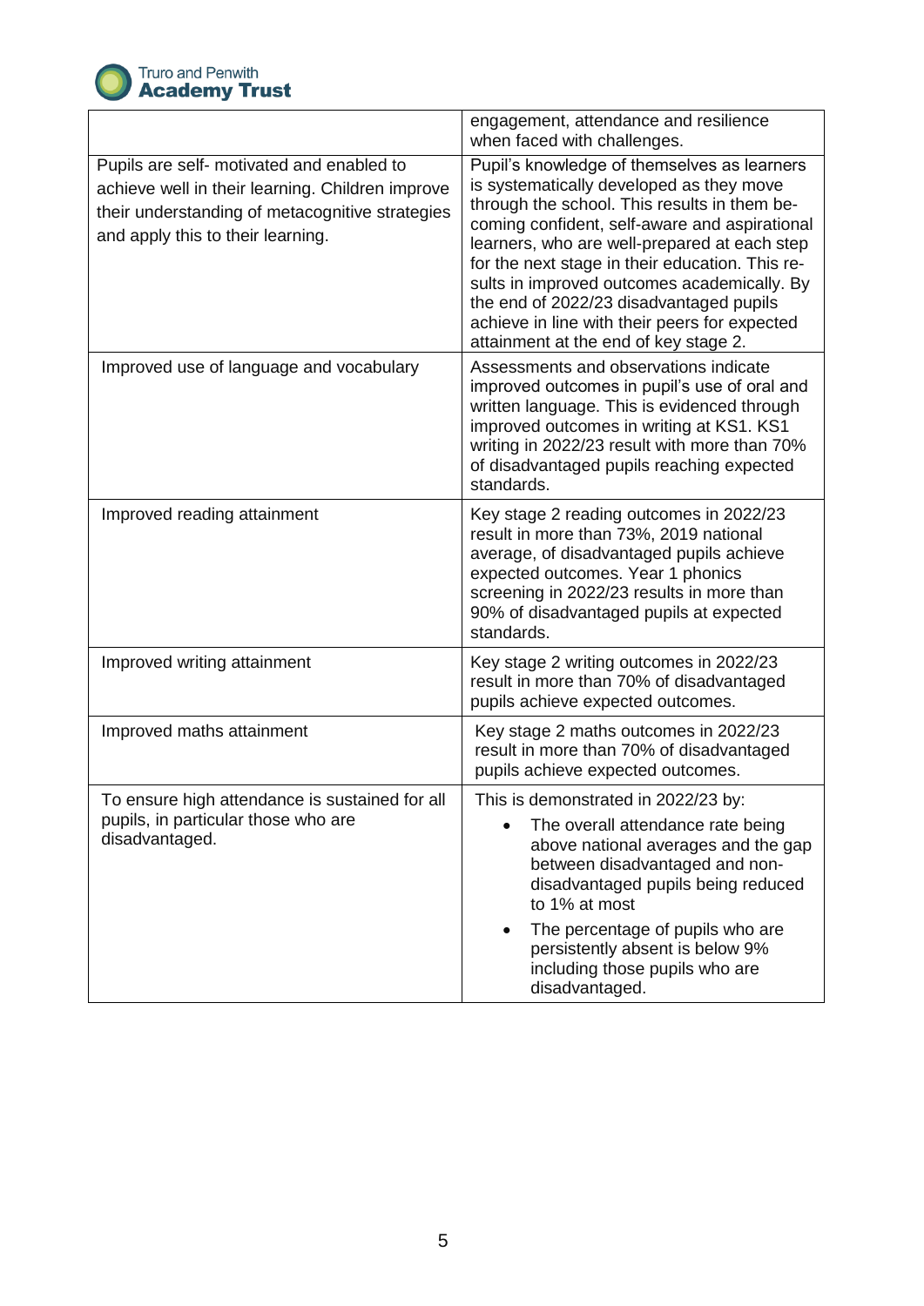| | |
|---|---|
| | engagement, attendance and resilience when faced with challenges. |
| Pupils are self- motivated and enabled to achieve well in their learning. Children improve their understanding of metacognitive strategies and apply this to their learning. | Pupil's knowledge of themselves as learners is systematically developed as they move through the school. This results in them be-coming confident, self-aware and aspirational learners, who are well-prepared at each step for the next stage in their education. This re-sults in improved outcomes academically. By the end of 2022/23 disadvantaged pupils achieve in line with their peers for expected attainment at the end of key stage 2. |
| Improved use of language and vocabulary | Assessments and observations indicate improved outcomes in pupil's use of oral and written language. This is evidenced through improved outcomes in writing at KS1. KS1 writing in 2022/23 result with more than 70% of disadvantaged pupils reaching expected standards. |
| Improved reading attainment | Key stage 2 reading outcomes in 2022/23 result in more than 73%, 2019 national average, of disadvantaged pupils achieve expected outcomes. Year 1 phonics screening in 2022/23 results in more than 90% of disadvantaged pupils at expected standards. |
| Improved writing attainment | Key stage 2 writing outcomes in 2022/23 result in more than 70% of disadvantaged pupils achieve expected outcomes. |
| Improved maths attainment | Key stage 2 maths outcomes in 2022/23 result in more than 70% of disadvantaged pupils achieve expected outcomes. |
| To ensure high attendance is sustained for all pupils, in particular those who are disadvantaged. | This is demonstrated in 2022/23 by:<br>• The overall attendance rate being above national averages and the gap between disadvantaged and non-disadvantaged pupils being reduced to 1% at most<br>• The percentage of pupils who are persistently absent is below 9% including those pupils who are disadvantaged. |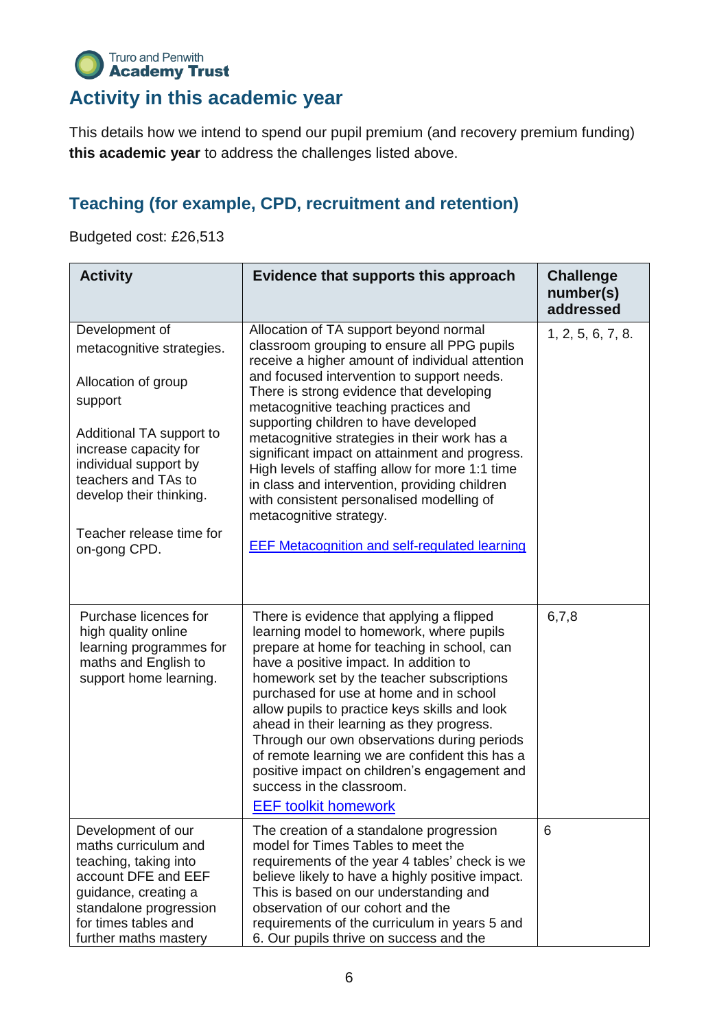## Activity in this academic year

This details how we intend to spend our pupil premium (and recovery premium funding) **this academic year** to address the challenges listed above.

### Teaching (for example, CPD, recruitment and retention)

Budgeted cost: £26,513

| Activity | Evidence that supports this approach | Challenge number(s) addressed |
|---|---|---|
| Development of metacognitive strategies.<br><br>Allocation of group support<br><br>Additional TA support to increase capacity for individual support by teachers and TAs to develop their thinking.<br><br>Teacher release time for on-gong CPD. | Allocation of TA support beyond normal classroom grouping to ensure all PPG pupils receive a higher amount of individual attention and focused intervention to support needs. There is strong evidence that developing metacognitive teaching practices and supporting children to have developed metacognitive strategies in their work has a significant impact on attainment and progress. High levels of staffing allow for more 1:1 time in class and intervention, providing children with consistent personalised modelling of metacognitive strategy.<br><br>EEF Metacognition and self-regulated learning | 1, 2, 5, 6, 7, 8. |
| Purchase licences for high quality online learning programmes for maths and English to support home learning. | There is evidence that applying a flipped learning model to homework, where pupils prepare at home for teaching in school, can have a positive impact. In addition to homework set by the teacher subscriptions purchased for use at home and in school allow pupils to practice keys skills and look ahead in their learning as they progress. Through our own observations during periods of remote learning we are confident this has a positive impact on children's engagement and success in the classroom.<br><br>EEF toolkit homework | 6,7,8 |
| Development of our maths curriculum and teaching, taking into account DFE and EEF guidance, creating a standalone progression for times tables and further maths mastery | The creation of a standalone progression model for Times Tables to meet the requirements of the year 4 tables' check is we believe likely to have a highly positive impact. This is based on our understanding and observation of our cohort and the requirements of the curriculum in years 5 and 6. Our pupils thrive on success and the | 6 |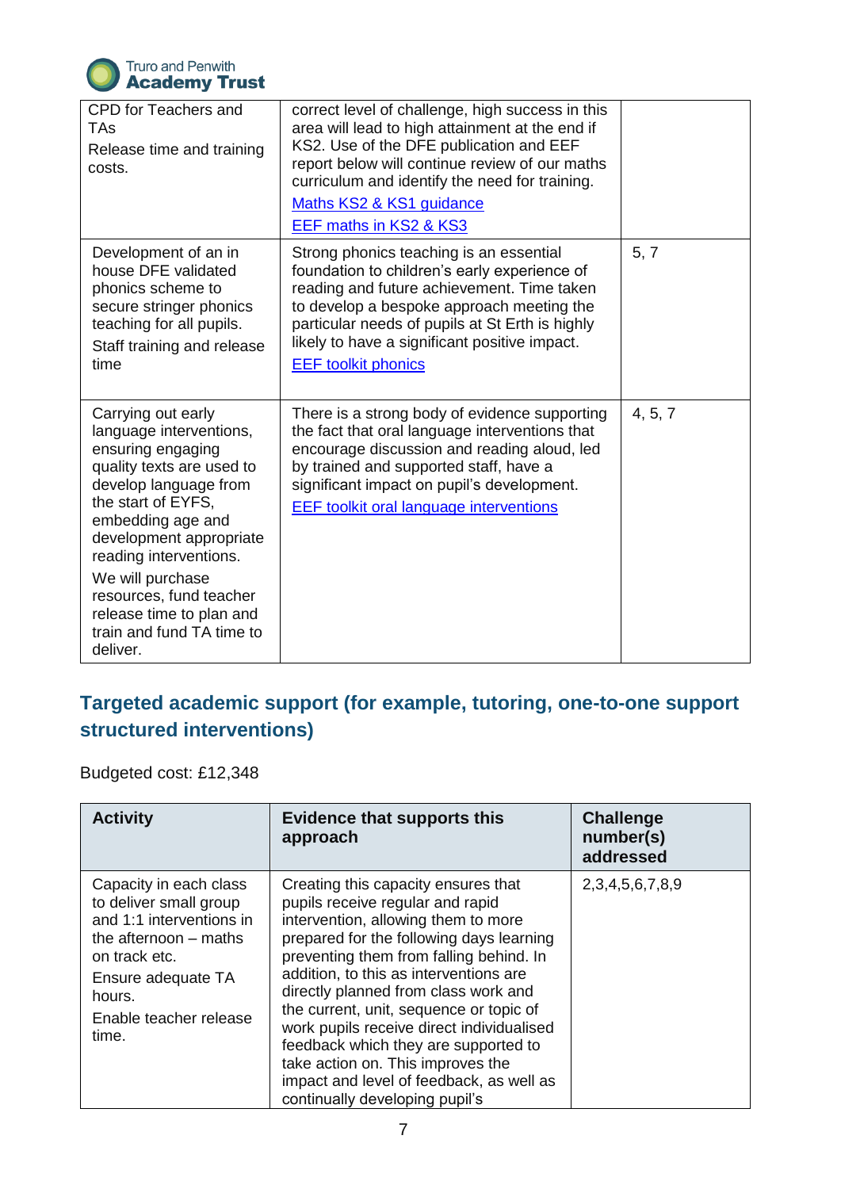| | | |
|---|---|---|
| CPD for Teachers and TAs<br>Release time and training costs. | correct level of challenge, high success in this area will lead to high attainment at the end if KS2. Use of the DFE publication and EEF report below will continue review of our maths curriculum and identify the need for training.<br>[Maths KS2 & KS1 guidance]<br>[EEF maths in KS2 & KS3] | |
| Development of an in house DFE validated phonics scheme to secure stringer phonics teaching for all pupils.<br>Staff training and release time | Strong phonics teaching is an essential foundation to children's early experience of reading and future achievement. Time taken to develop a bespoke approach meeting the particular needs of pupils at St Erth is highly likely to have a significant positive impact.<br>[EEF toolkit phonics] | 5, 7 |
| Carrying out early language interventions, ensuring engaging quality texts are used to develop language from the start of EYFS, embedding age and development appropriate reading interventions.<br>We will purchase resources, fund teacher release time to plan and train and fund TA time to deliver. | There is a strong body of evidence supporting the fact that oral language interventions that encourage discussion and reading aloud, led by trained and supported staff, have a significant impact on pupil's development.<br>[EEF toolkit oral language interventions] | 4, 5, 7 |

## Targeted academic support (for example, tutoring, one-to-one support structured interventions)

Budgeted cost: £12,348

| Activity | Evidence that supports this approach | Challenge number(s) addressed |
|---|---|---|
| Capacity in each class to deliver small group and 1:1 interventions in the afternoon – maths on track etc.<br>Ensure adequate TA hours.<br>Enable teacher release time. | Creating this capacity ensures that pupils receive regular and rapid intervention, allowing them to more prepared for the following days learning preventing them from falling behind. In addition, to this as interventions are directly planned from class work and the current, unit, sequence or topic of work pupils receive direct individualised feedback which they are supported to take action on. This improves the impact and level of feedback, as well as continually developing pupil's | 2,3,4,5,6,7,8,9 |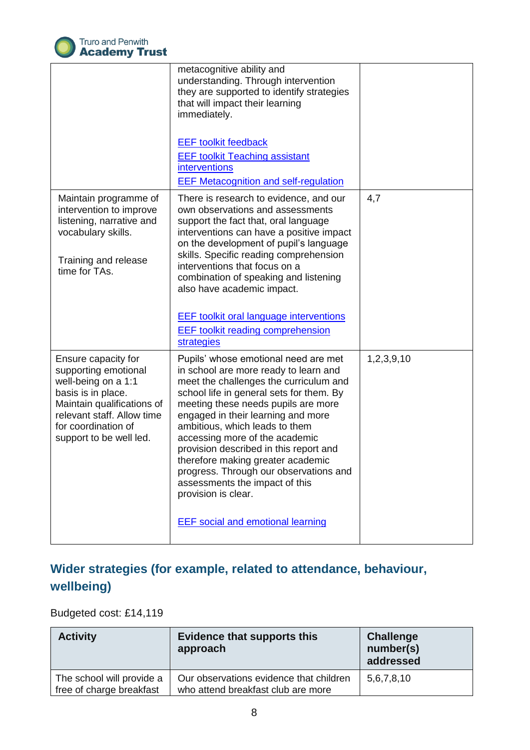| | | |
|---|---|---|
| | metacognitive ability and understanding. Through intervention they are supported to identify strategies that will impact their learning immediately.<br><br>EEF toolkit feedback<br>EEF toolkit Teaching assistant interventions<br>EEF Metacognition and self-regulation | |
| Maintain programme of intervention to improve listening, narrative and vocabulary skills.<br><br>Training and release time for TAs. | There is research to evidence, and our own observations and assessments support the fact that, oral language interventions can have a positive impact on the development of pupil's language skills. Specific reading comprehension interventions that focus on a combination of speaking and listening also have academic impact.<br><br>EEF toolkit oral language interventions<br>EEF toolkit reading comprehension strategies | 4,7 |
| Ensure capacity for supporting emotional well-being on a 1:1 basis is in place. Maintain qualifications of relevant staff. Allow time for coordination of support to be well led. | Pupils' whose emotional need are met in school are more ready to learn and meet the challenges the curriculum and school life in general sets for them. By meeting these needs pupils are more engaged in their learning and more ambitious, which leads to them accessing more of the academic provision described in this report and therefore making greater academic progress. Through our observations and assessments the impact of this provision is clear.<br><br>EEF social and emotional learning | 1,2,3,9,10 |

## Wider strategies (for example, related to attendance, behaviour, wellbeing)

Budgeted cost: £14,119

| Activity | Evidence that supports this approach | Challenge number(s) addressed |
|---|---|---|
| The school will provide a free of charge breakfast | Our observations evidence that children who attend breakfast club are more | 5,6,7,8,10 |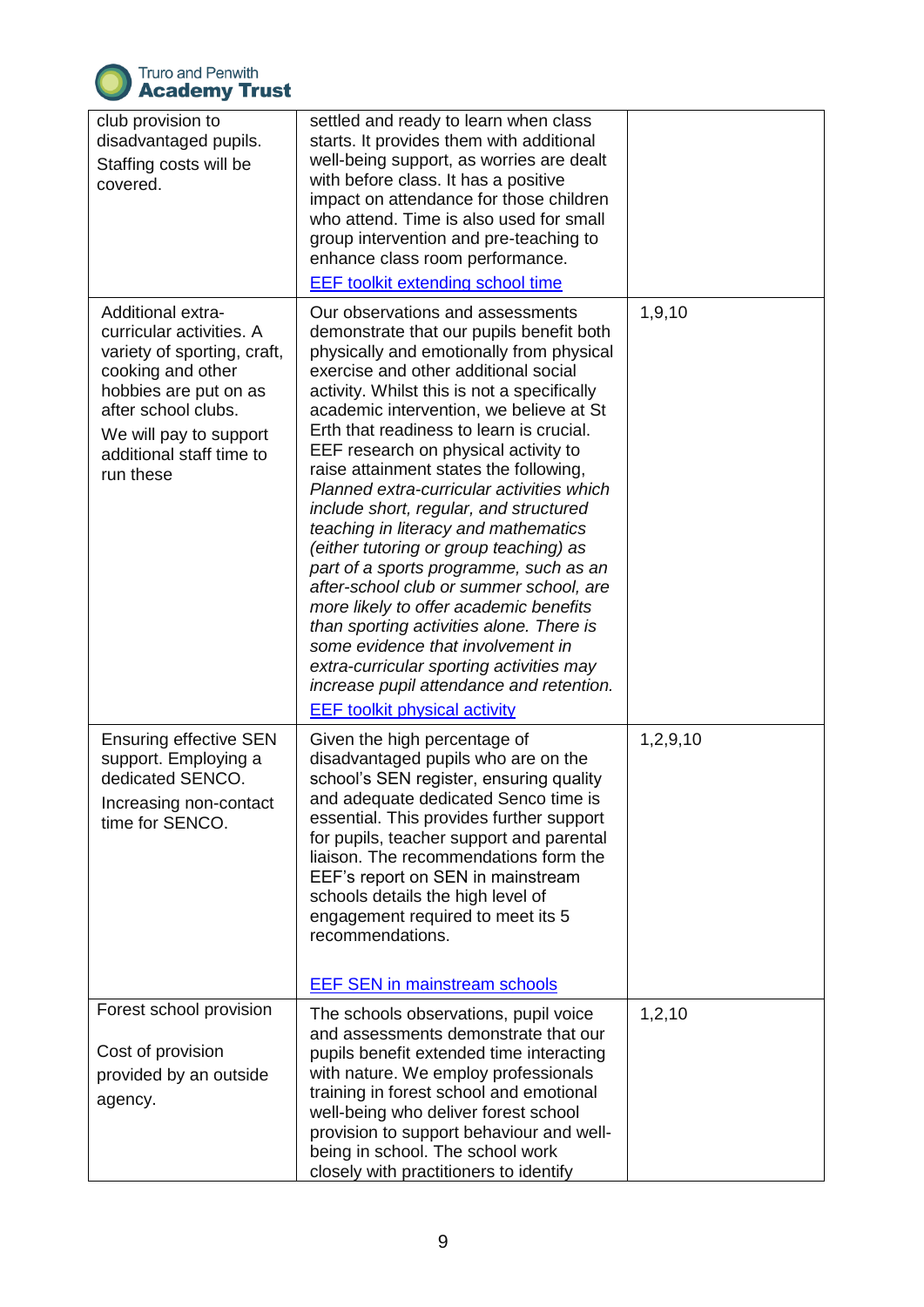| | | |
|---|---|---|
| club provision to disadvantaged pupils. Staffing costs will be covered. | settled and ready to learn when class starts. It provides them with additional well-being support, as worries are dealt with before class. It has a positive impact on attendance for those children who attend. Time is also used for small group intervention and pre-teaching to enhance class room performance. [EEF toolkit extending school time] | |
| Additional extra-curricular activities. A variety of sporting, craft, cooking and other hobbies are put on as after school clubs. We will pay to support additional staff time to run these | Our observations and assessments demonstrate that our pupils benefit both physically and emotionally from physical exercise and other additional social activity. Whilst this is not a specifically academic intervention, we believe at St Erth that readiness to learn is crucial. EEF research on physical activity to raise attainment states the following, *Planned extra-curricular activities which include short, regular, and structured teaching in literacy and mathematics (either tutoring or group teaching) as part of a sports programme, such as an after-school club or summer school, are more likely to offer academic benefits than sporting activities alone. There is some evidence that involvement in extra-curricular sporting activities may increase pupil attendance and retention.* [EEF toolkit physical activity] | 1,9,10 |
| Ensuring effective SEN support. Employing a dedicated SENCO. Increasing non-contact time for SENCO. | Given the high percentage of disadvantaged pupils who are on the school's SEN register, ensuring quality and adequate dedicated Senco time is essential. This provides further support for pupils, teacher support and parental liaison. The recommendations form the EEF's report on SEN in mainstream schools details the high level of engagement required to meet its 5 recommendations. [EEF SEN in mainstream schools] | 1,2,9,10 |
| Forest school provision Cost of provision provided by an outside agency. | The schools observations, pupil voice and assessments demonstrate that our pupils benefit extended time interacting with nature. We employ professionals training in forest school and emotional well-being who deliver forest school provision to support behaviour and well-being in school. The school work closely with practitioners to identify | 1,2,10 |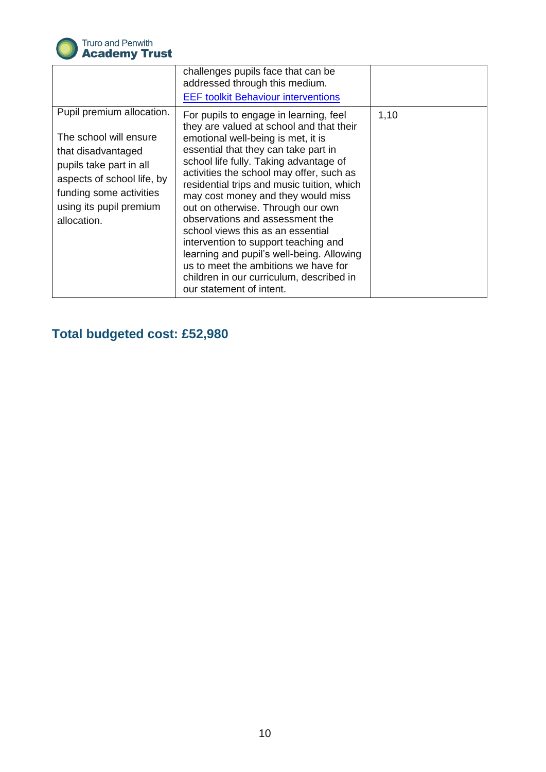|  |  |  |
|---|---|---|
|  | challenges pupils face that can be addressed through this medium. [EEF toolkit Behaviour interventions] |  |
| Pupil premium allocation. The school will ensure that disadvantaged pupils take part in all aspects of school life, by funding some activities using its pupil premium allocation. | For pupils to engage in learning, feel they are valued at school and that their emotional well-being is met, it is essential that they can take part in school life fully. Taking advantage of activities the school may offer, such as residential trips and music tuition, which may cost money and they would miss out on otherwise. Through our own observations and assessment the school views this as an essential intervention to support teaching and learning and pupil's well-being. Allowing us to meet the ambitions we have for children in our curriculum, described in our statement of intent. | 1,10 |

## Total budgeted cost: £52,980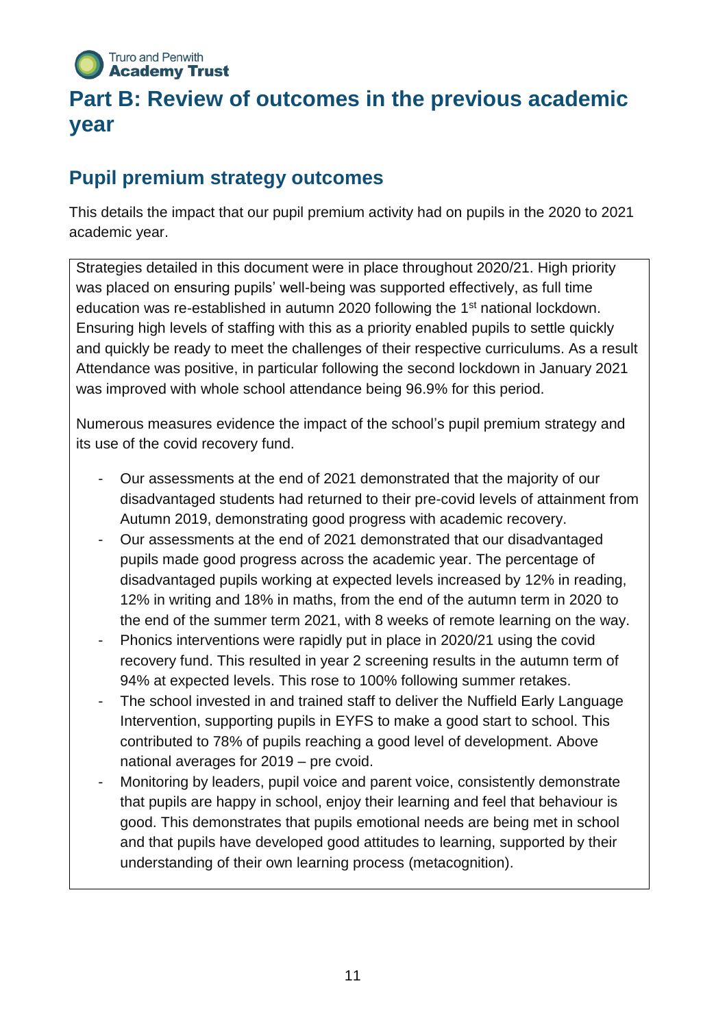# Part B: Review of outcomes in the previous academic year

## Pupil premium strategy outcomes

This details the impact that our pupil premium activity had on pupils in the 2020 to 2021 academic year.

Strategies detailed in this document were in place throughout 2020/21. High priority was placed on ensuring pupils' well-being was supported effectively, as full time education was re-established in autumn 2020 following the 1st national lockdown. Ensuring high levels of staffing with this as a priority enabled pupils to settle quickly and quickly be ready to meet the challenges of their respective curriculums. As a result Attendance was positive, in particular following the second lockdown in January 2021 was improved with whole school attendance being 96.9% for this period.

Numerous measures evidence the impact of the school's pupil premium strategy and its use of the covid recovery fund.

- Our assessments at the end of 2021 demonstrated that the majority of our disadvantaged students had returned to their pre-covid levels of attainment from Autumn 2019, demonstrating good progress with academic recovery.
- Our assessments at the end of 2021 demonstrated that our disadvantaged pupils made good progress across the academic year. The percentage of disadvantaged pupils working at expected levels increased by 12% in reading, 12% in writing and 18% in maths, from the end of the autumn term in 2020 to the end of the summer term 2021, with 8 weeks of remote learning on the way.
- Phonics interventions were rapidly put in place in 2020/21 using the covid recovery fund. This resulted in year 2 screening results in the autumn term of 94% at expected levels. This rose to 100% following summer retakes.
- The school invested in and trained staff to deliver the Nuffield Early Language Intervention, supporting pupils in EYFS to make a good start to school. This contributed to 78% of pupils reaching a good level of development. Above national averages for 2019 – pre cvoid.
- Monitoring by leaders, pupil voice and parent voice, consistently demonstrate that pupils are happy in school, enjoy their learning and feel that behaviour is good. This demonstrates that pupils emotional needs are being met in school and that pupils have developed good attitudes to learning, supported by their understanding of their own learning process (metacognition).